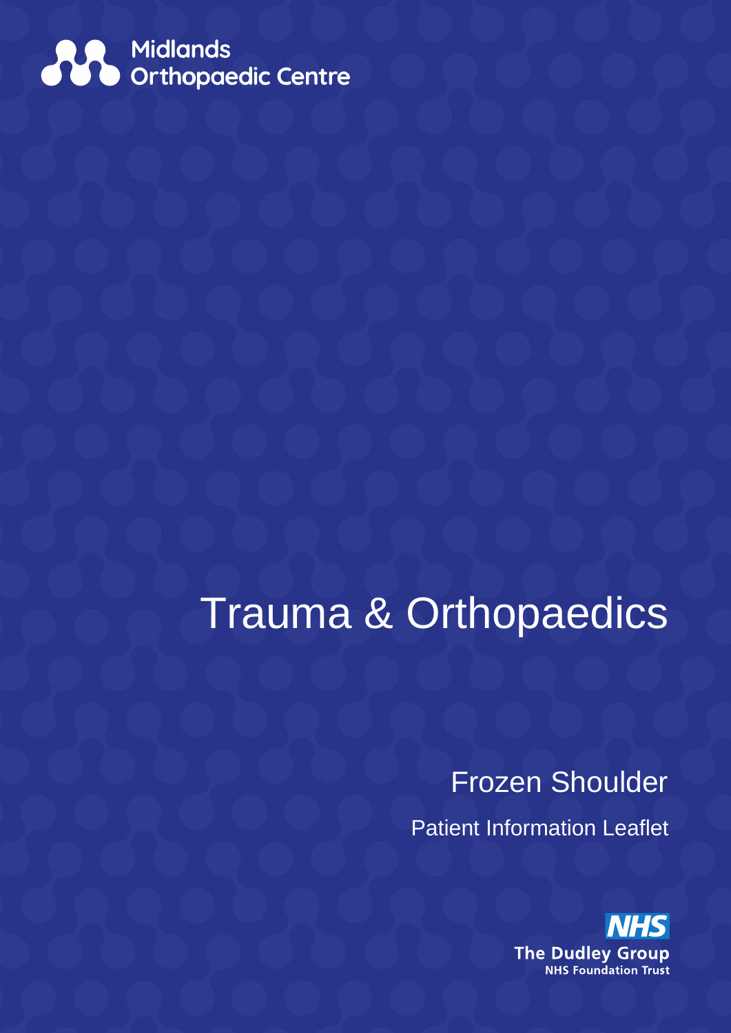Midlands Orthopaedic Centre

# Trauma & Orthopaedics

## Frozen Shoulder

Patient Information Leaflet

NHS

The Dudley Group

NHS Foundation Trust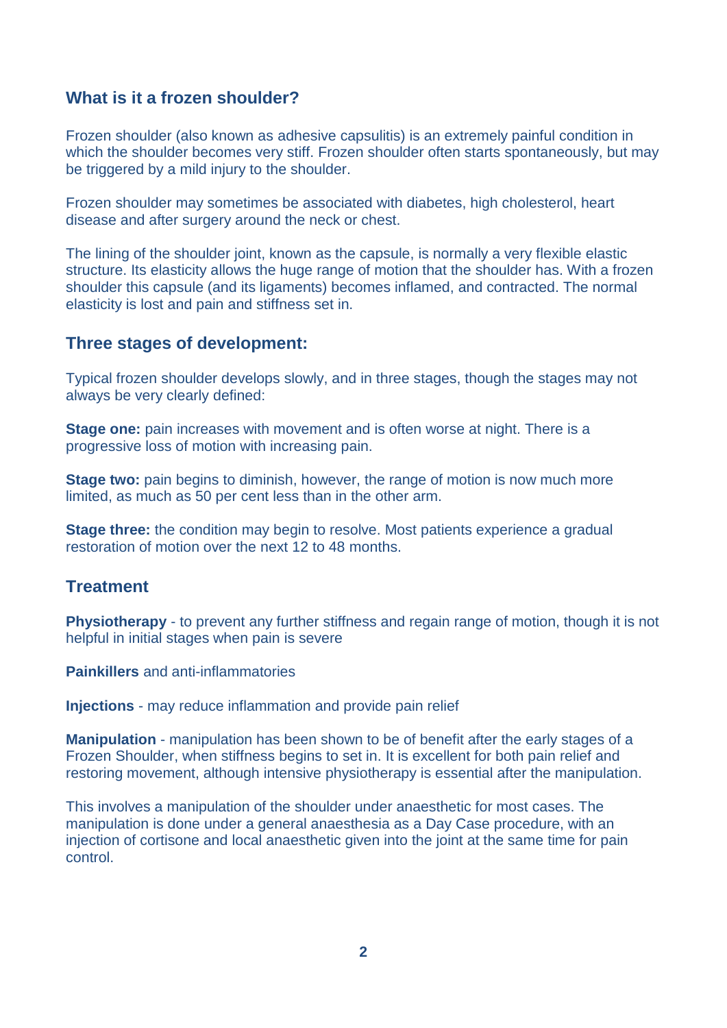## What is it a frozen shoulder?

Frozen shoulder (also known as adhesive capsulitis) is an extremely painful condition in which the shoulder becomes very stiff. Frozen shoulder often starts spontaneously, but may be triggered by a mild injury to the shoulder.

Frozen shoulder may sometimes be associated with diabetes, high cholesterol, heart disease and after surgery around the neck or chest.

The lining of the shoulder joint, known as the capsule, is normally a very flexible elastic structure. Its elasticity allows the huge range of motion that the shoulder has. With a frozen shoulder this capsule (and its ligaments) becomes inflamed, and contracted. The normal elasticity is lost and pain and stiffness set in.

## Three stages of development:

Typical frozen shoulder develops slowly, and in three stages, though the stages may not always be very clearly defined:

**Stage one:** pain increases with movement and is often worse at night. There is a progressive loss of motion with increasing pain.

**Stage two:** pain begins to diminish, however, the range of motion is now much more limited, as much as 50 per cent less than in the other arm.

**Stage three:** the condition may begin to resolve. Most patients experience a gradual restoration of motion over the next 12 to 48 months.

## Treatment

**Physiotherapy** - to prevent any further stiffness and regain range of motion, though it is not helpful in initial stages when pain is severe

**Painkillers** and anti-inflammatories

**Injections** - may reduce inflammation and provide pain relief

**Manipulation** - manipulation has been shown to be of benefit after the early stages of a Frozen Shoulder, when stiffness begins to set in. It is excellent for both pain relief and restoring movement, although intensive physiotherapy is essential after the manipulation.

This involves a manipulation of the shoulder under anaesthetic for most cases. The manipulation is done under a general anaesthesia as a Day Case procedure, with an injection of cortisone and local anaesthetic given into the joint at the same time for pain control.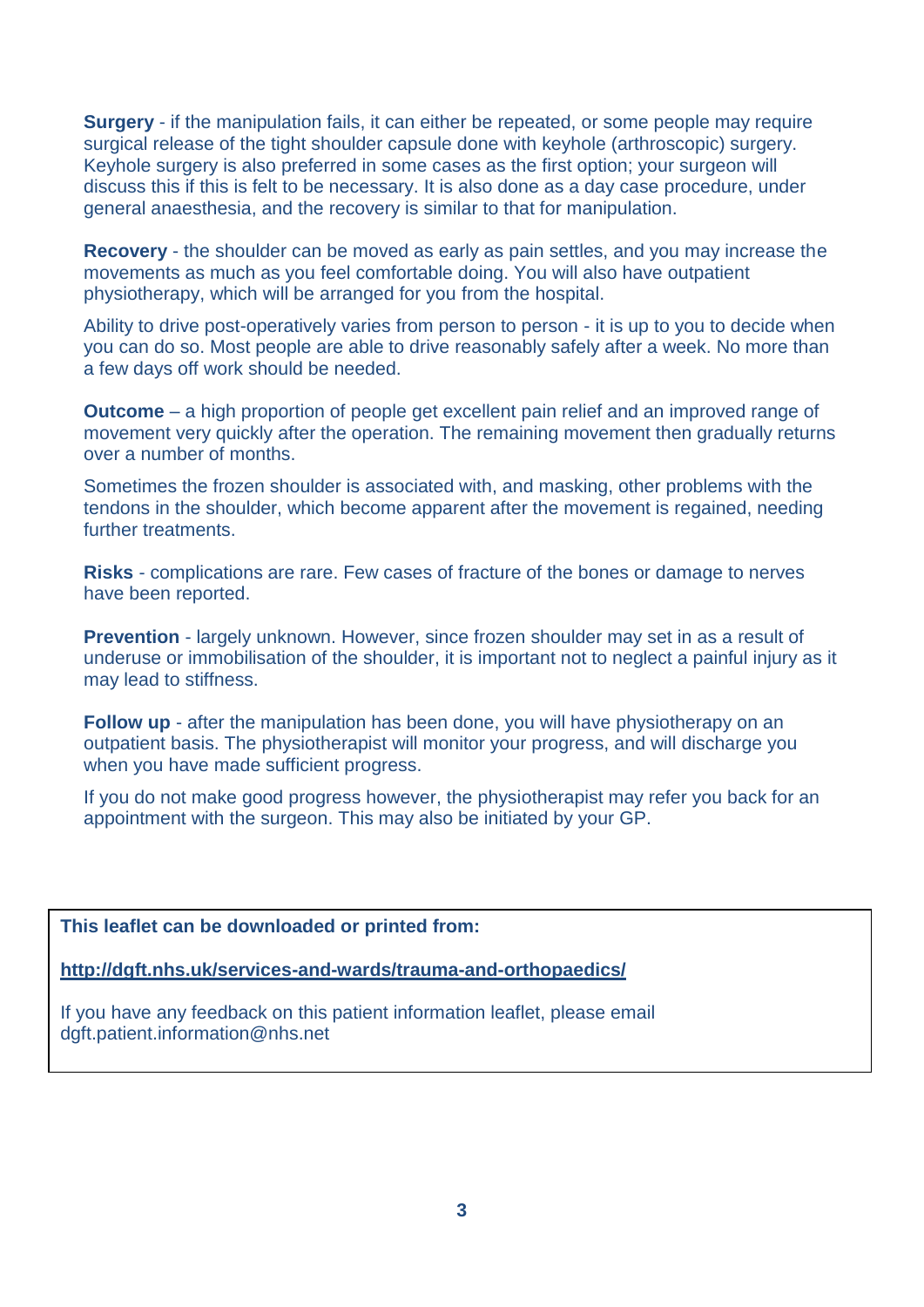**Surgery** - if the manipulation fails, it can either be repeated, or some people may require surgical release of the tight shoulder capsule done with keyhole (arthroscopic) surgery. Keyhole surgery is also preferred in some cases as the first option; your surgeon will discuss this if this is felt to be necessary. It is also done as a day case procedure, under general anaesthesia, and the recovery is similar to that for manipulation.

**Recovery** - the shoulder can be moved as early as pain settles, and you may increase the movements as much as you feel comfortable doing. You will also have outpatient physiotherapy, which will be arranged for you from the hospital.

Ability to drive post-operatively varies from person to person - it is up to you to decide when you can do so. Most people are able to drive reasonably safely after a week. No more than a few days off work should be needed.

**Outcome** – a high proportion of people get excellent pain relief and an improved range of movement very quickly after the operation. The remaining movement then gradually returns over a number of months.

Sometimes the frozen shoulder is associated with, and masking, other problems with the tendons in the shoulder, which become apparent after the movement is regained, needing further treatments.

**Risks** - complications are rare. Few cases of fracture of the bones or damage to nerves have been reported.

**Prevention** - largely unknown. However, since frozen shoulder may set in as a result of underuse or immobilisation of the shoulder, it is important not to neglect a painful injury as it may lead to stiffness.

**Follow up** - after the manipulation has been done, you will have physiotherapy on an outpatient basis. The physiotherapist will monitor your progress, and will discharge you when you have made sufficient progress.

If you do not make good progress however, the physiotherapist may refer you back for an appointment with the surgeon. This may also be initiated by your GP.

**This leaflet can be downloaded or printed from:**

**http://dgft.nhs.uk/services-and-wards/trauma-and-orthopaedics/**

If you have any feedback on this patient information leaflet, please email dgft.patient.information@nhs.net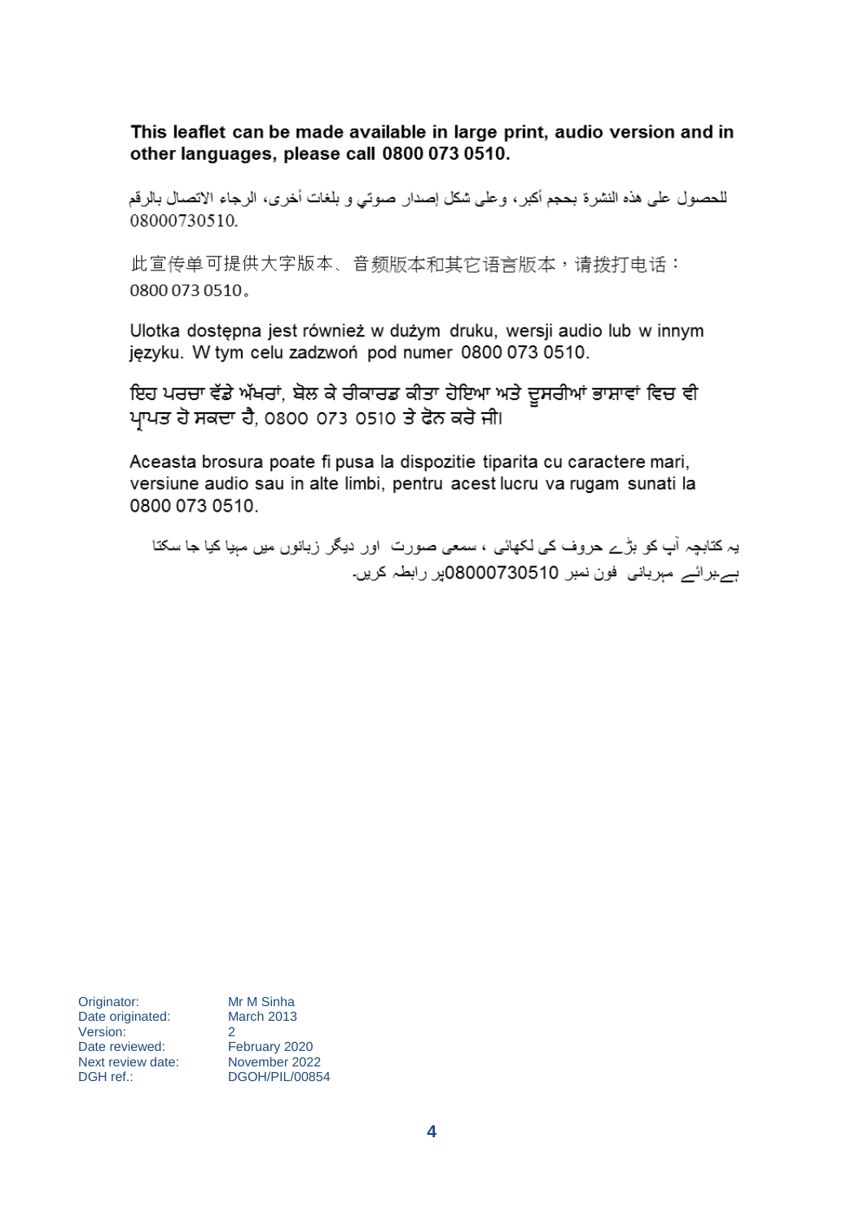**This leaflet can be made available in large print, audio version and in other languages, please call 0800 073 0510.**

للحصول على هذه النشرة بحجم أكبر، وعلى شكل إصدار صوتي و بلغات أخرى، الرجاء الاتصال بالرقم 08000730510.

此宣传单可提供大字版本、音频版本和其它语言版本，请拨打电话：0800 073 0510。

Ulotka dostępna jest również w dużym druku, wersji audio lub w innym języku. W tym celu zadzwoń pod numer 0800 073 0510.

ਇਹ ਪਰਚਾ ਵੱਡੇ ਅੱਖਰਾਂ, ਬੋਲ ਕੇ ਰੀਕਾਰਡ ਕੀਤਾ ਹੋਇਆ ਅਤੇ ਦੂਸਰੀਆਂ ਭਾਸ਼ਾਵਾਂ ਵਿਚ ਵੀ ਪ੍ਰਾਪਤ ਹੋ ਸਕਦਾ ਹੈ, 0800 073 0510 ਤੇ ਫੋਨ ਕਰੋ ਜੀ।

Aceasta brosura poate fi pusa la dispozitie tiparita cu caractere mari, versiune audio sau in alte limbi, pentru acest lucru va rugam sunati la 0800 073 0510.

یہ کتابچہ آپ کو بڑے حروف کی لکھائی ، سمعی صورت اور دیگر زبانوں میں مہیا کیا جا سکتا ہے۔برائے مہربانی فون نمبر 08000730510پر رابطہ کریں۔

Originator: Mr M Sinha
Date originated: March 2013
Version: 2
Date reviewed: February 2020
Next review date: November 2022
DGH ref.: DGOH/PIL/00854